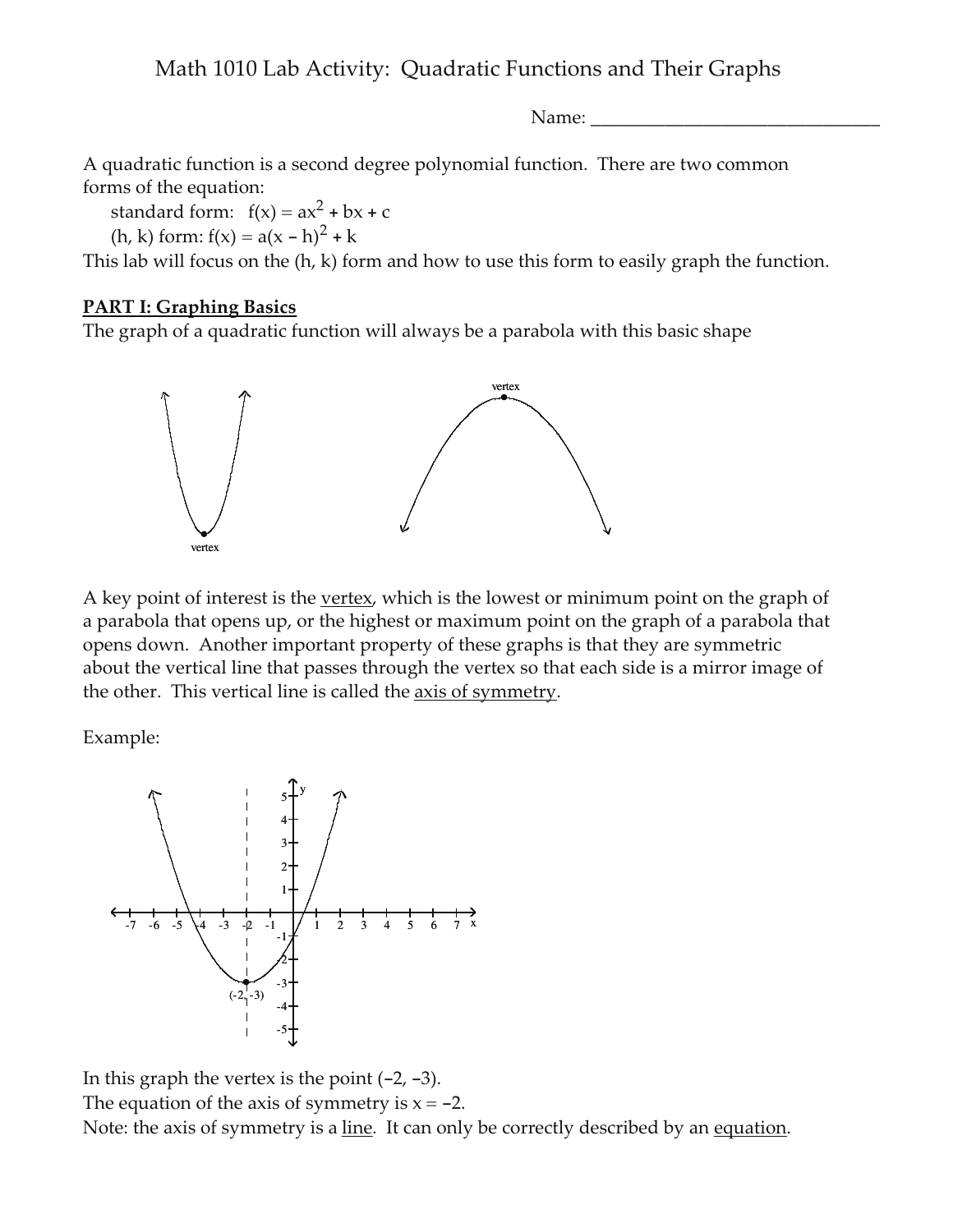# Math 1010 Lab Activity: Quadratic Functions and Their Graphs

Name: ________________________________

A quadratic function is a second degree polynomial function. There are two common forms of the equation:

standard form: $f(x) = ax^2 + bx + c$

(h, k) form: $f(x) = a(x - h)^2 + k$

This lab will focus on the (h, k) form and how to use this form to easily graph the function.

## PART I: Graphing Basics

The graph of a quadratic function will always be a parabola with this basic shape

A key point of interest is the vertex, which is the lowest or minimum point on the graph of a parabola that opens up, or the highest or maximum point on the graph of a parabola that opens down. Another important property of these graphs is that they are symmetric about the vertical line that passes through the vertex so that each side is a mirror image of the other. This vertical line is called the axis of symmetry.

Example:

In this graph the vertex is the point $(-2, -3)$.

The equation of the axis of symmetry is $x = -2$.

Note: the axis of symmetry is a line. It can only be correctly described by an equation.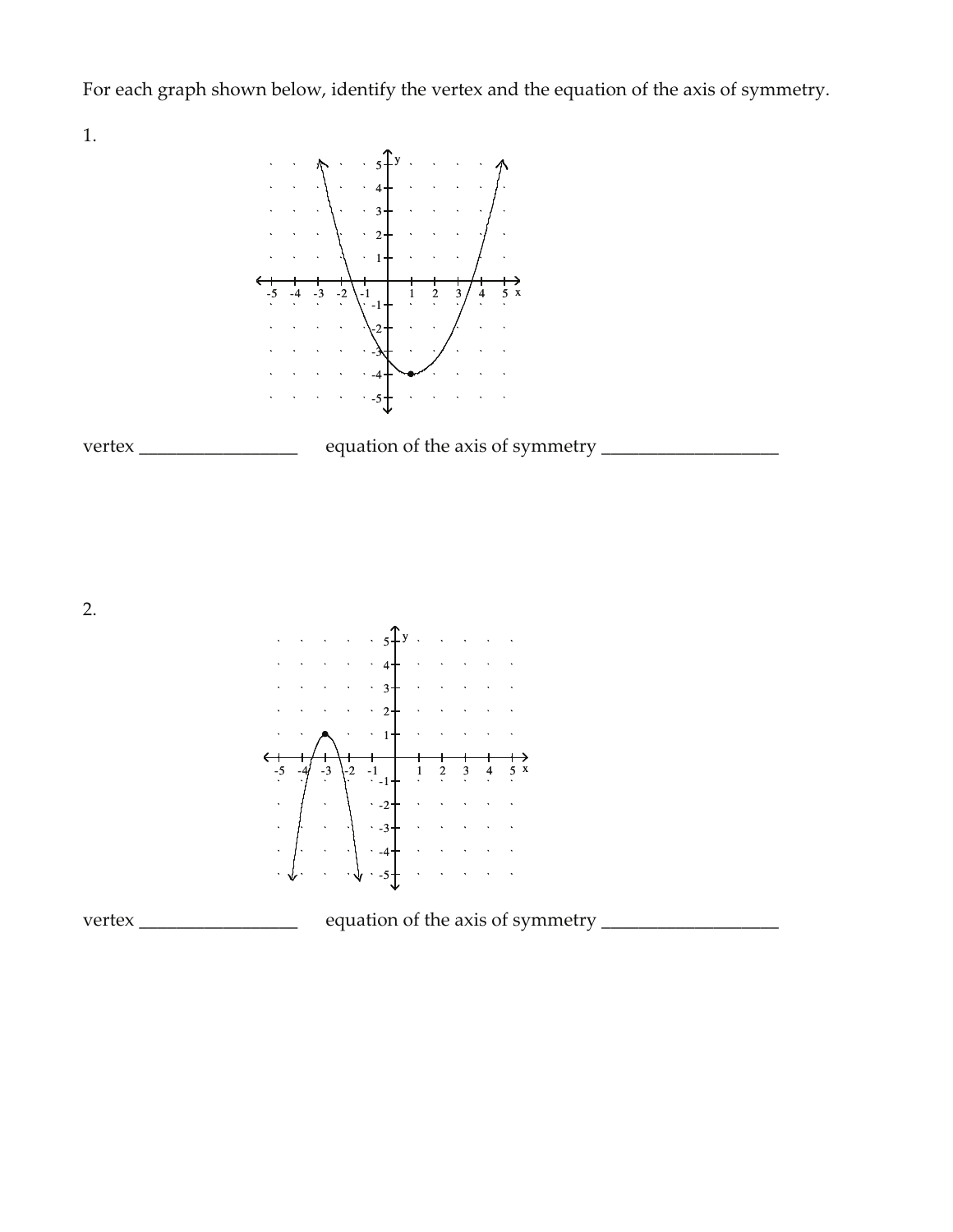For each graph shown below, identify the vertex and the equation of the axis of symmetry.

1.

vertex _________________ equation of the axis of symmetry ___________________

2.

vertex _________________ equation of the axis of symmetry ___________________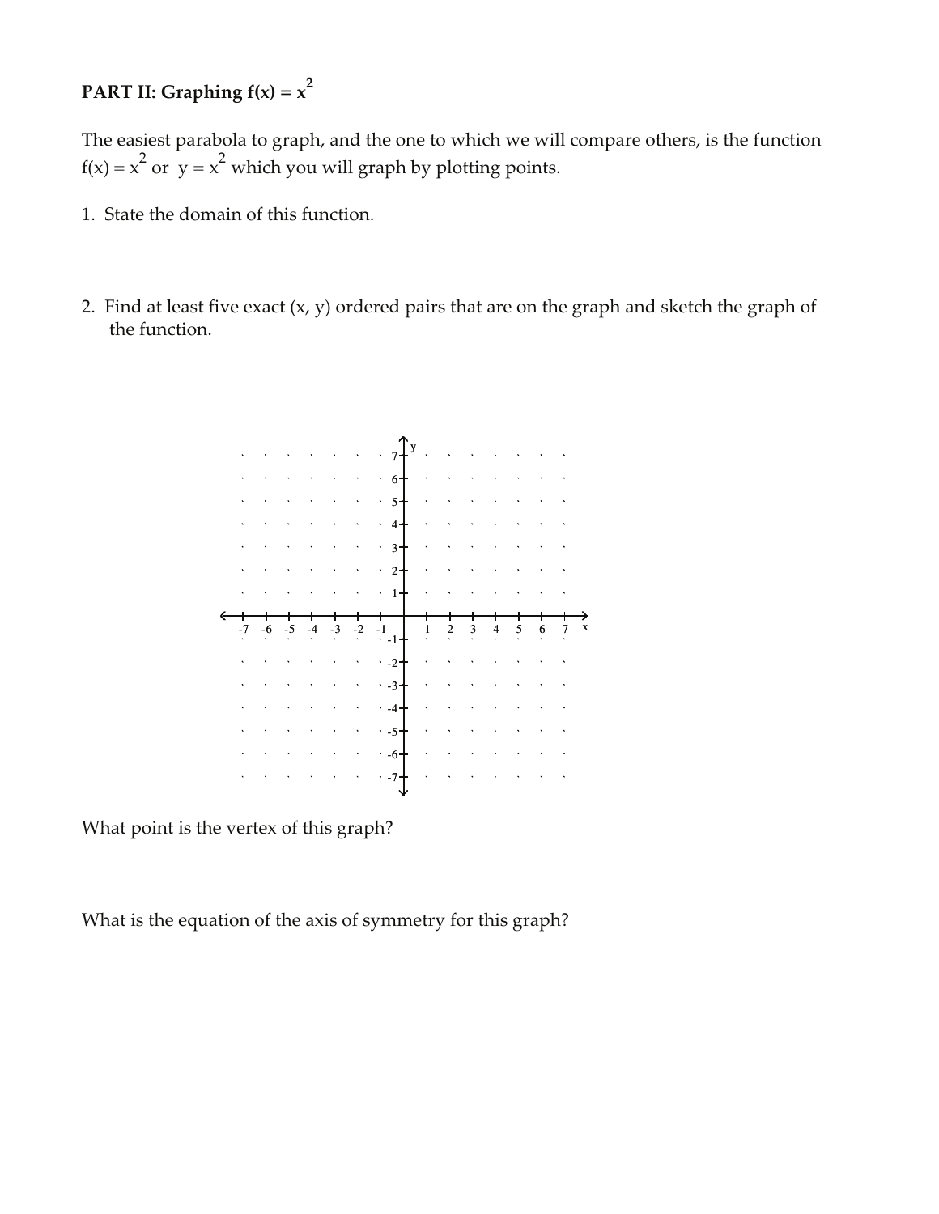**PART II: Graphing $f(x) = x^2$**

The easiest parabola to graph, and the one to which we will compare others, is the function $f(x) = x^2$ or $y = x^2$ which you will graph by plotting points.

1. State the domain of this function.

2. Find at least five exact (x, y) ordered pairs that are on the graph and sketch the graph of the function.

What point is the vertex of this graph?

What is the equation of the axis of symmetry for this graph?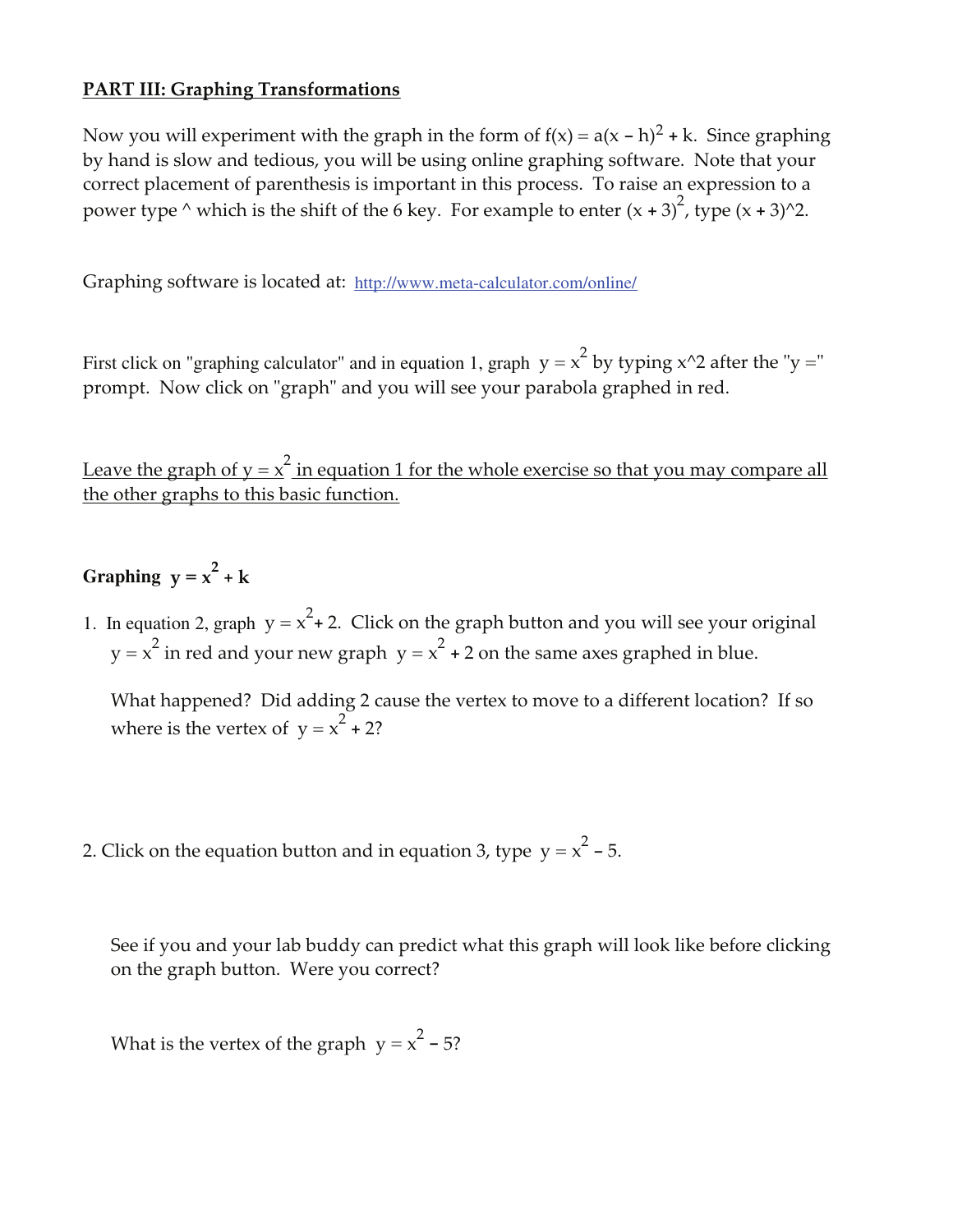## PART III: Graphing Transformations

Now you will experiment with the graph in the form of $f(x) = a(x - h)^2 + k$. Since graphing by hand is slow and tedious, you will be using online graphing software. Note that your correct placement of parenthesis is important in this process. To raise an expression to a power type ^ which is the shift of the 6 key. For example to enter $(x + 3)^2$, type (x + 3)^2.

Graphing software is located at: http://www.meta-calculator.com/online/

First click on "graphing calculator" and in equation 1, graph $y = x^2$ by typing x^2 after the "y =" prompt. Now click on "graph" and you will see your parabola graphed in red.

Leave the graph of $y = x^2$ in equation 1 for the whole exercise so that you may compare all the other graphs to this basic function.

**Graphing $y = x^2 + k$**

1. In equation 2, graph $y = x^2 + 2$. Click on the graph button and you will see your original $y = x^2$ in red and your new graph $y = x^2 + 2$ on the same axes graphed in blue.

   What happened? Did adding 2 cause the vertex to move to a different location? If so where is the vertex of $y = x^2 + 2$?

2. Click on the equation button and in equation 3, type $y = x^2 - 5$.

   See if you and your lab buddy can predict what this graph will look like before clicking on the graph button. Were you correct?

   What is the vertex of the graph $y = x^2 - 5$?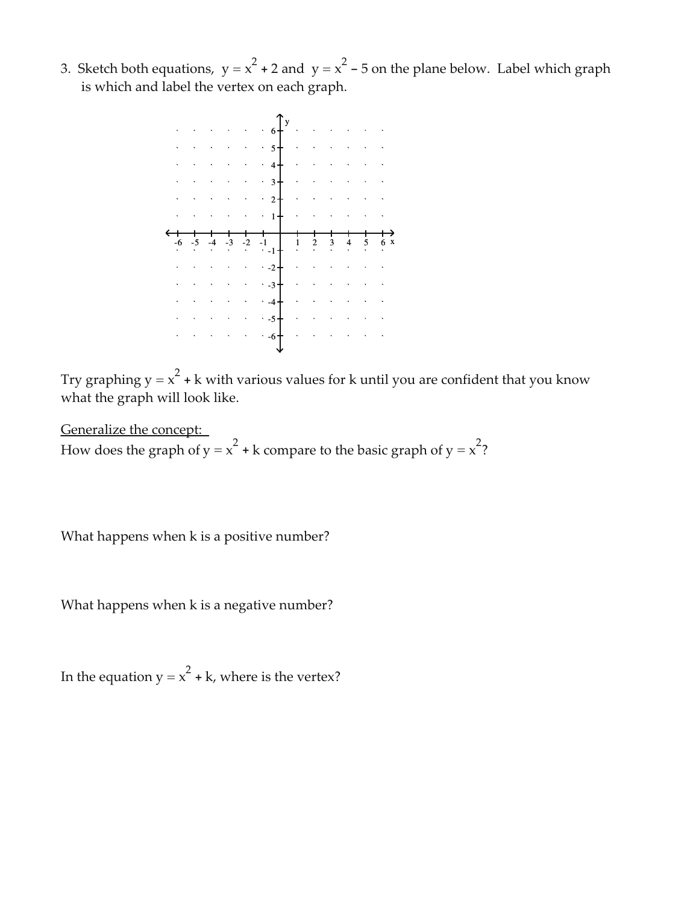3. Sketch both equations, $y = x^2 + 2$ and $y = x^2 - 5$ on the plane below. Label which graph is which and label the vertex on each graph.

Try graphing $y = x^2 + k$ with various values for k until you are confident that you know what the graph will look like.

<u>Generalize the concept:</u>

How does the graph of $y = x^2 + k$ compare to the basic graph of $y = x^2$?

What happens when k is a positive number?

What happens when k is a negative number?

In the equation $y = x^2 + k$, where is the vertex?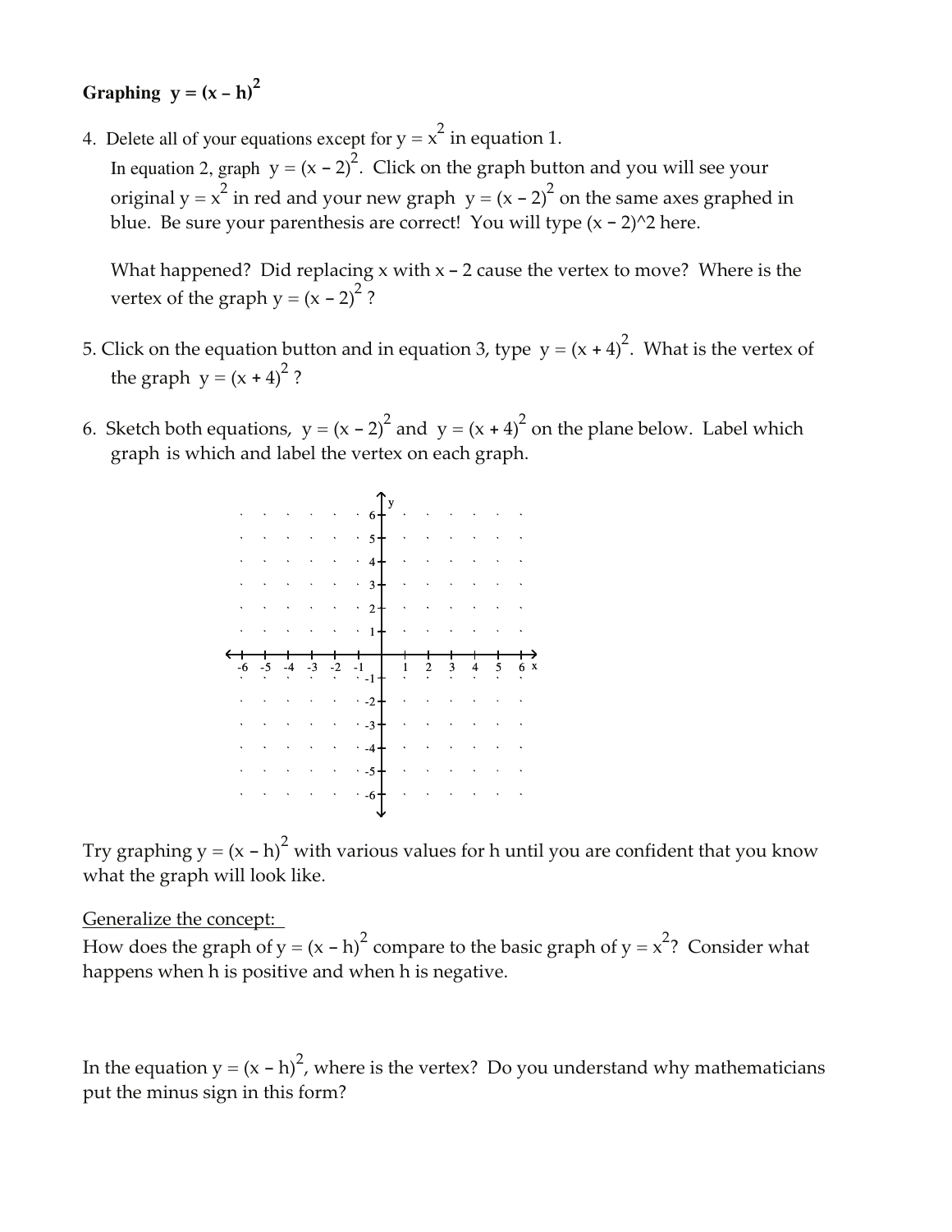**Graphing $y = (x - h)^2$**

4. Delete all of your equations except for $y = x^2$ in equation 1.
   In equation 2, graph $y = (x - 2)^2$. Click on the graph button and you will see your original $y = x^2$ in red and your new graph $y = (x - 2)^2$ on the same axes graphed in blue. Be sure your parenthesis are correct! You will type (x – 2)^2 here.

   What happened? Did replacing x with x – 2 cause the vertex to move? Where is the vertex of the graph $y = (x - 2)^2$ ?

5. Click on the equation button and in equation 3, type $y = (x + 4)^2$. What is the vertex of the graph $y = (x + 4)^2$ ?

6. Sketch both equations, $y = (x - 2)^2$ and $y = (x + 4)^2$ on the plane below. Label which graph is which and label the vertex on each graph.

Try graphing $y = (x - h)^2$ with various values for h until you are confident that you know what the graph will look like.

Generalize the concept:
How does the graph of $y = (x - h)^2$ compare to the basic graph of $y = x^2$? Consider what happens when h is positive and when h is negative.

In the equation $y = (x - h)^2$, where is the vertex? Do you understand why mathematicians put the minus sign in this form?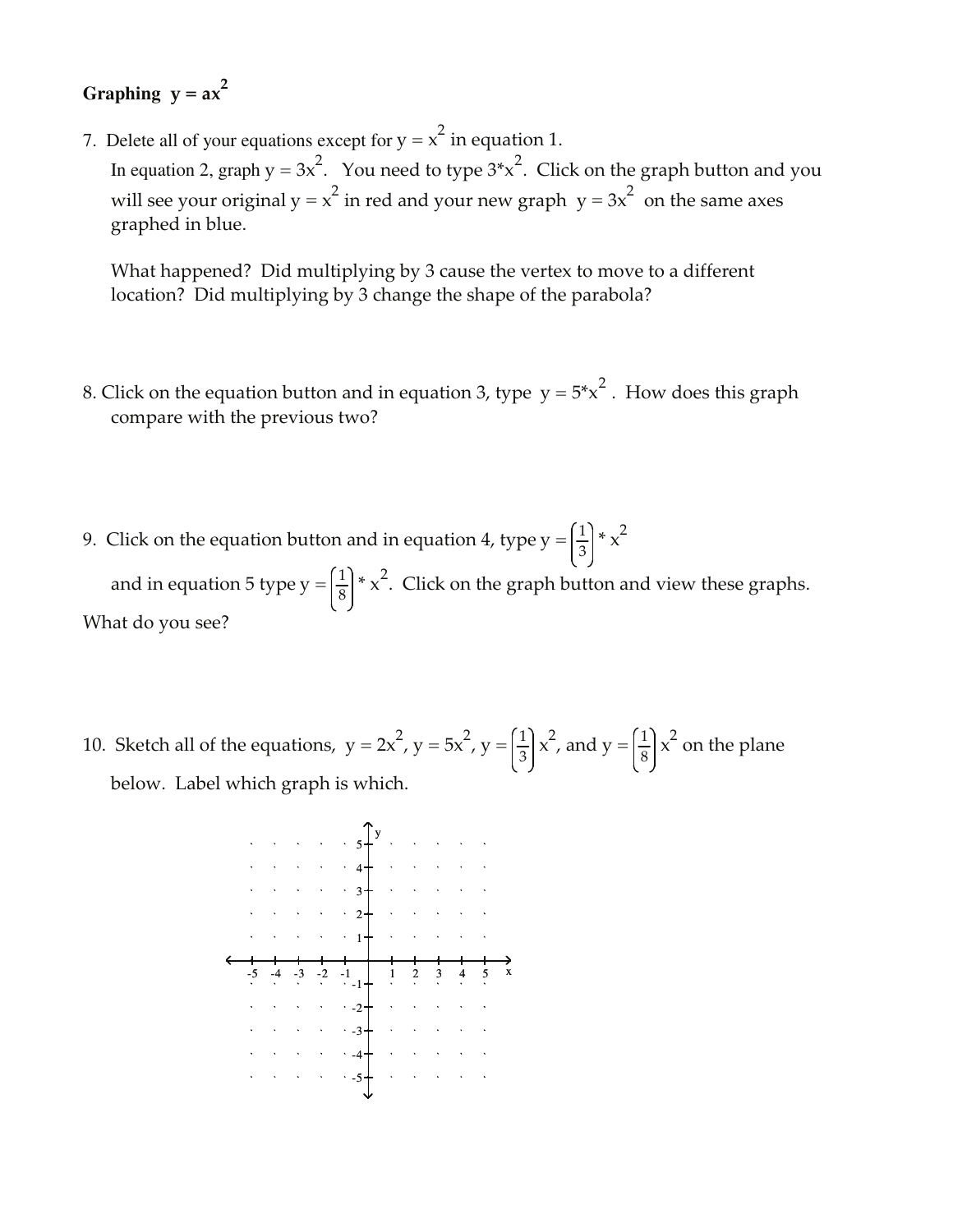**Graphing $y = ax^2$**

7. Delete all of your equations except for $y = x^2$ in equation 1.
   In equation 2, graph $y = 3x^2$. You need to type 3*x^2. Click on the graph button and you will see your original $y = x^2$ in red and your new graph $y = 3x^2$ on the same axes graphed in blue.

   What happened? Did multiplying by 3 cause the vertex to move to a different location? Did multiplying by 3 change the shape of the parabola?

8. Click on the equation button and in equation 3, type $y = 5*x^2$. How does this graph compare with the previous two?

9. Click on the equation button and in equation 4, type $y = \left(\frac{1}{3}\right) * x^2$ and in equation 5 type $y = \left(\frac{1}{8}\right) * x^2$. Click on the graph button and view these graphs.
What do you see?

10. Sketch all of the equations, $y = 2x^2$, $y = 5x^2$, $y = \left(\frac{1}{3}\right)x^2$, and $y = \left(\frac{1}{8}\right)x^2$ on the plane below. Label which graph is which.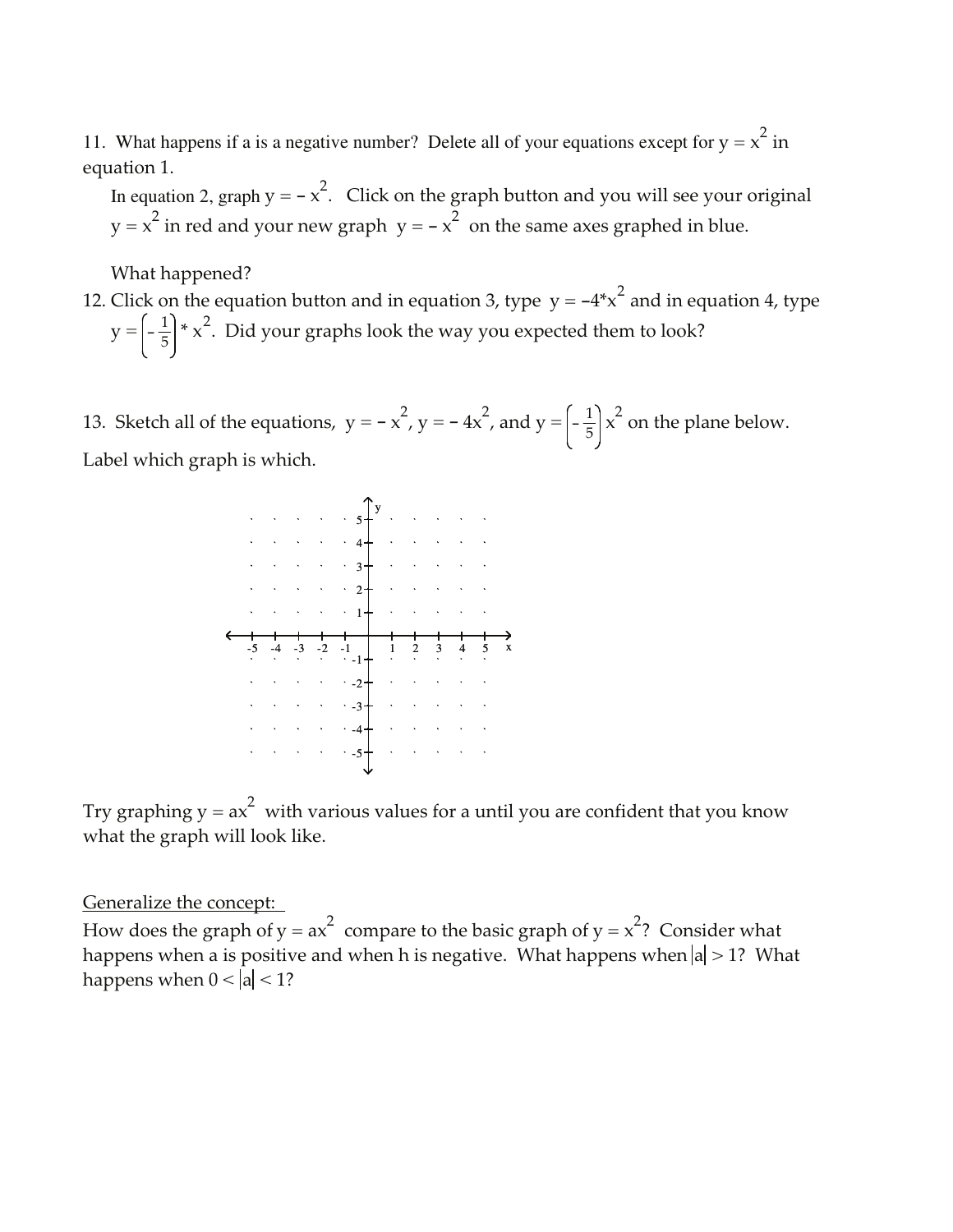11. What happens if a is a negative number? Delete all of your equations except for $y = x^2$ in equation 1.

In equation 2, graph $y = -x^2$. Click on the graph button and you will see your original $y = x^2$ in red and your new graph $y = -x^2$ on the same axes graphed in blue.

What happened?

12. Click on the equation button and in equation 3, type $y = -4*x^2$ and in equation 4, type $y = \left(-\frac{1}{5}\right) * x^2$. Did your graphs look the way you expected them to look?

13. Sketch all of the equations, $y = -x^2$, $y = -4x^2$, and $y = \left(-\frac{1}{5}\right)x^2$ on the plane below. Label which graph is which.

Try graphing $y = ax^2$ with various values for a until you are confident that you know what the graph will look like.

Generalize the concept:

How does the graph of $y = ax^2$ compare to the basic graph of $y = x^2$? Consider what happens when a is positive and when h is negative. What happens when $|a| > 1$? What happens when $0 < |a| < 1$?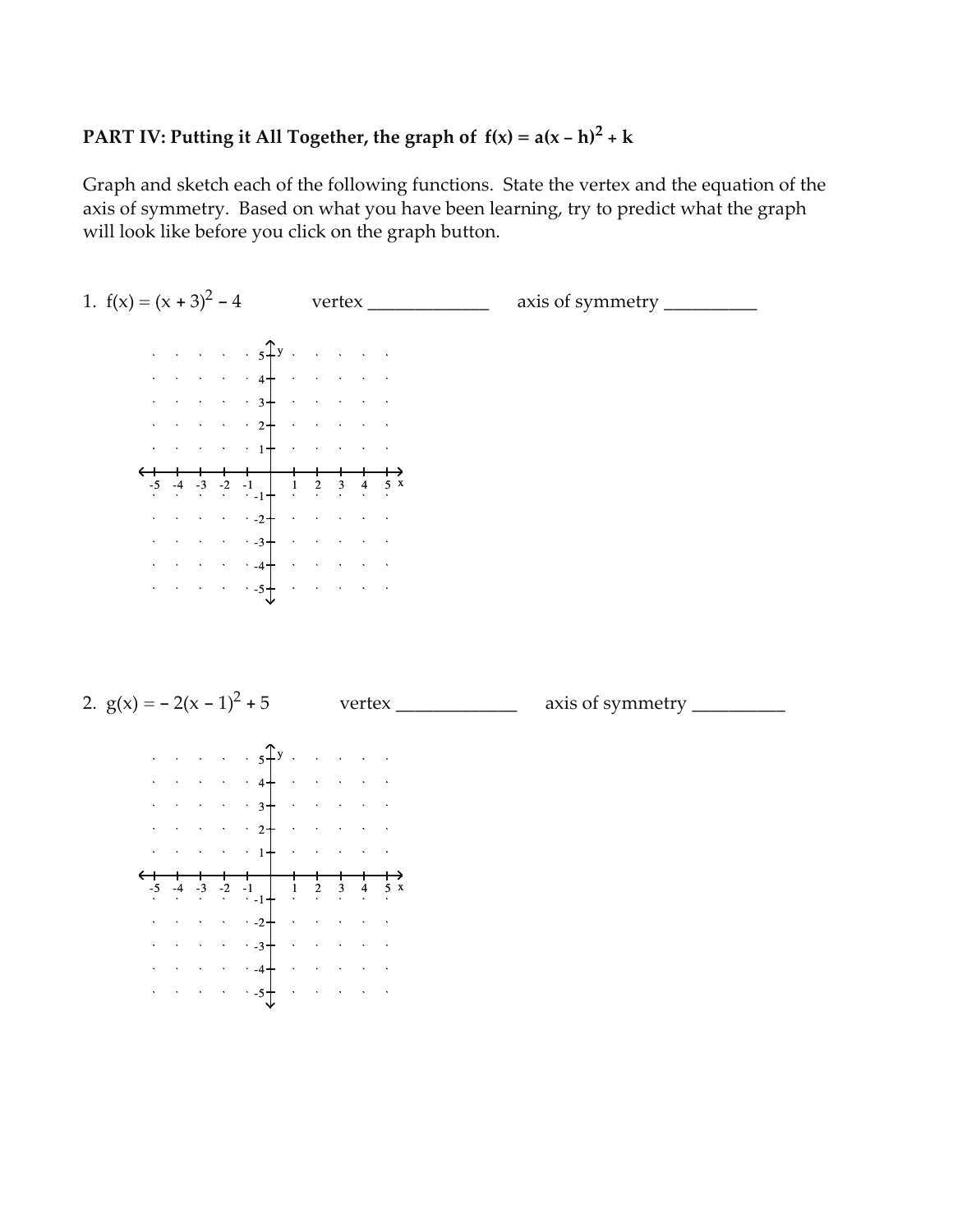**PART IV: Putting it All Together, the graph of $f(x) = a(x - h)^2 + k$**

Graph and sketch each of the following functions. State the vertex and the equation of the axis of symmetry. Based on what you have been learning, try to predict what the graph will look like before you click on the graph button.

1. $f(x) = (x + 3)^2 - 4$ vertex _____________ axis of symmetry __________

2. $g(x) = -2(x - 1)^2 + 5$ vertex _____________ axis of symmetry __________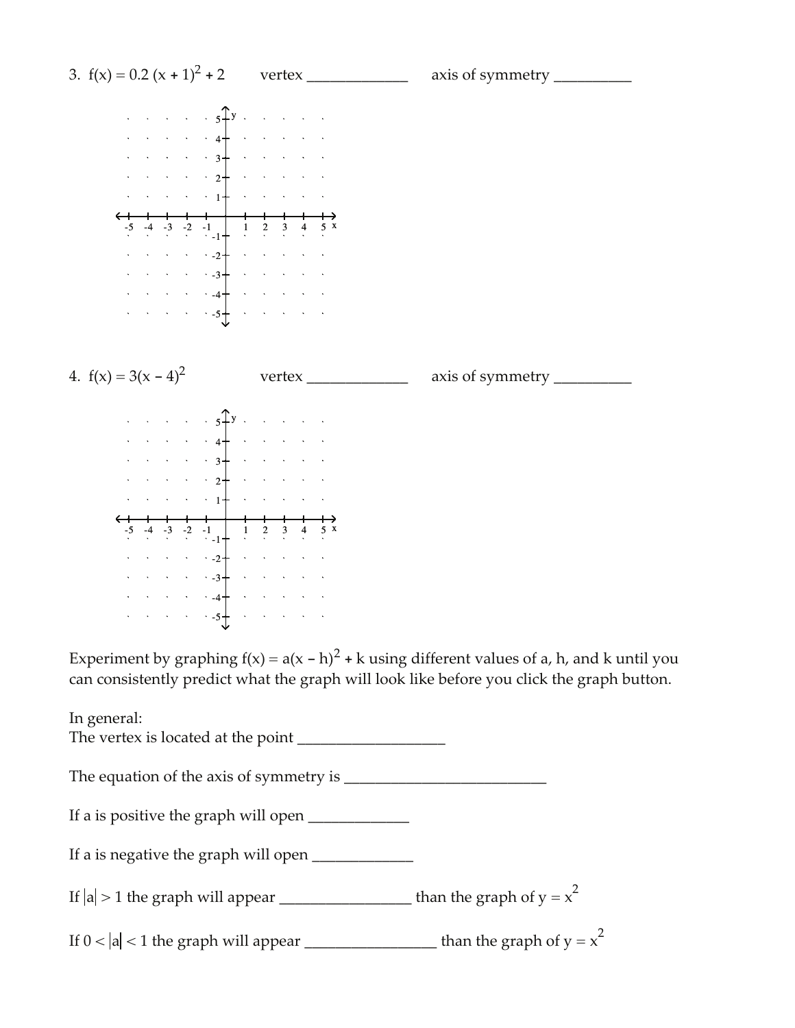3. $f(x) = 0.2\,(x + 1)^2 + 2$ vertex ____________ axis of symmetry __________

5 y
4
3
2
1
-5 -4 -3 -2 -1 1 2 3 4 5 x
-1
-2
-3
-4
-5

4. $f(x) = 3(x - 4)^2$ vertex ____________ axis of symmetry __________

5 y
4
3
2
1
-5 -4 -3 -2 -1 1 2 3 4 5 x
-1
-2
-3
-4
-5

Experiment by graphing $f(x) = a(x - h)^2 + k$ using different values of a, h, and k until you can consistently predict what the graph will look like before you click the graph button.

In general:

The vertex is located at the point __________________

The equation of the axis of symmetry is _________________________

If a is positive the graph will open ____________

If a is negative the graph will open ____________

If $|a| > 1$ the graph will appear ________________ than the graph of $y = x^2$

If $0 < |a| < 1$ the graph will appear ________________ than the graph of $y = x^2$